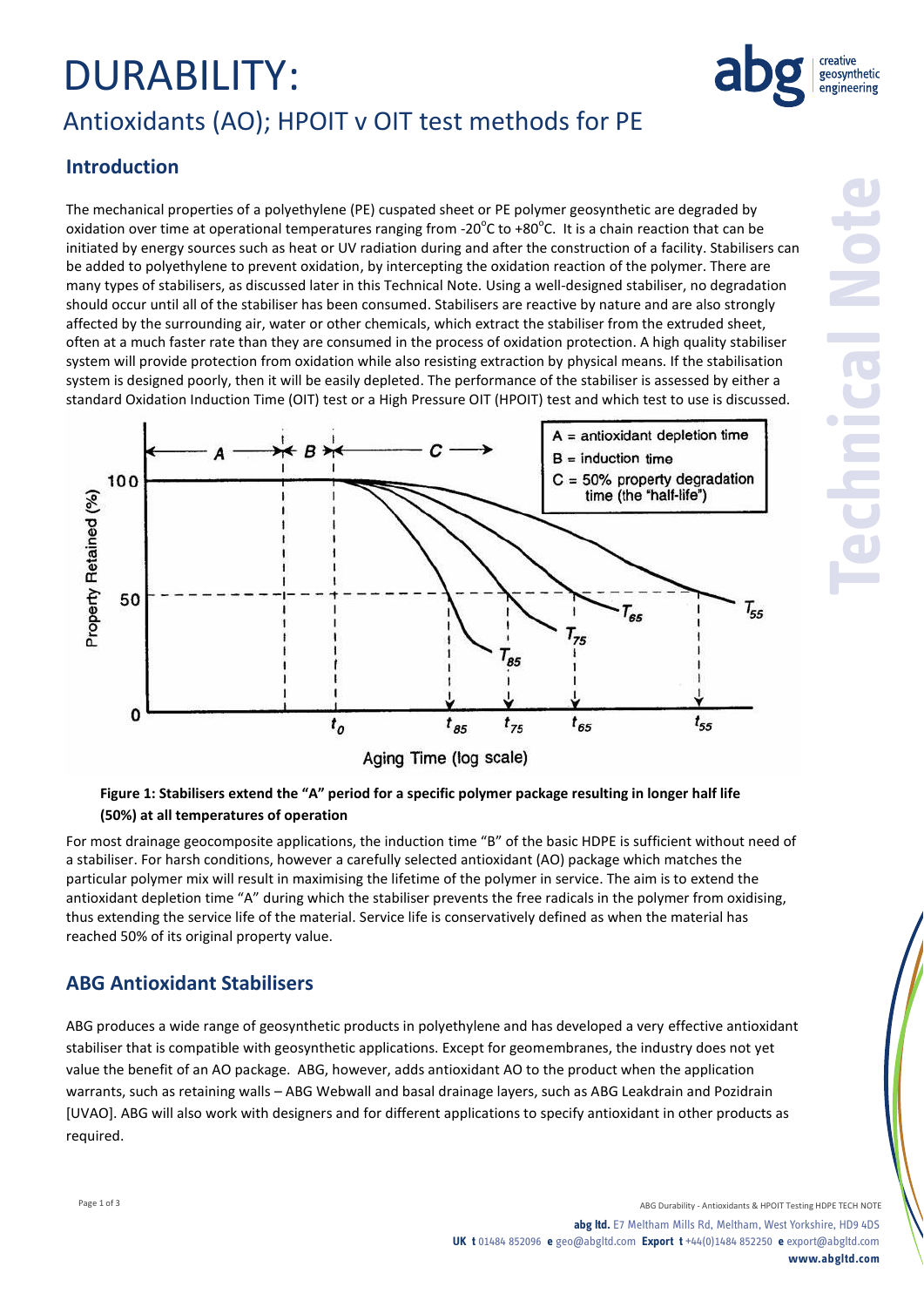# DURABILITY:

## Antioxidants (AO); HPOIT v OIT test methods for PE

### Introduction

The mechanical properties of a polyethylene (PE) cuspated sheet or PE polymer geosynthetic are degraded by oxidation over time at operational temperatures ranging from -20°C to +80°C. It is a chain reaction that can be initiated by energy sources such as heat or UV radiation during and after the construction of a facility. Stabilisers can be added to polyethylene to prevent oxidation, by intercepting the oxidation reaction of the polymer. There are many types of stabilisers, as discussed later in this Technical Note. Using a well-designed stabiliser, no degradation should occur until all of the stabiliser has been consumed. Stabilisers are reactive by nature and are also strongly affected by the surrounding air, water or other chemicals, which extract the stabiliser from the extruded sheet, often at a much faster rate than they are consumed in the process of oxidation protection. A high quality stabiliser system will provide protection from oxidation while also resisting extraction by physical means. If the stabilisation system is designed poorly, then it will be easily depleted. The performance of the stabiliser is assessed by either a standard Oxidation Induction Time (OIT) test or a High Pressure OIT (HPOIT) test and which test to use is discussed.

**Figure 1: Stabilisers extend the "A" period for a specific polymer package resulting in longer half life (50%) at all temperatures of operation**

For most drainage geocomposite applications, the induction time "B" of the basic HDPE is sufficient without need of a stabiliser. For harsh conditions, however a carefully selected antioxidant (AO) package which matches the particular polymer mix will result in maximising the lifetime of the polymer in service. The aim is to extend the antioxidant depletion time "A" during which the stabiliser prevents the free radicals in the polymer from oxidising, thus extending the service life of the material. Service life is conservatively defined as when the material has reached 50% of its original property value.

### ABG Antioxidant Stabilisers

ABG produces a wide range of geosynthetic products in polyethylene and has developed a very effective antioxidant stabiliser that is compatible with geosynthetic applications. Except for geomembranes, the industry does not yet value the benefit of an AO package. ABG, however, adds antioxidant AO to the product when the application warrants, such as retaining walls – ABG Webwall and basal drainage layers, such as ABG Leakdrain and Pozidrain [UVAO]. ABG will also work with designers and for different applications to specify antioxidant in other products as required.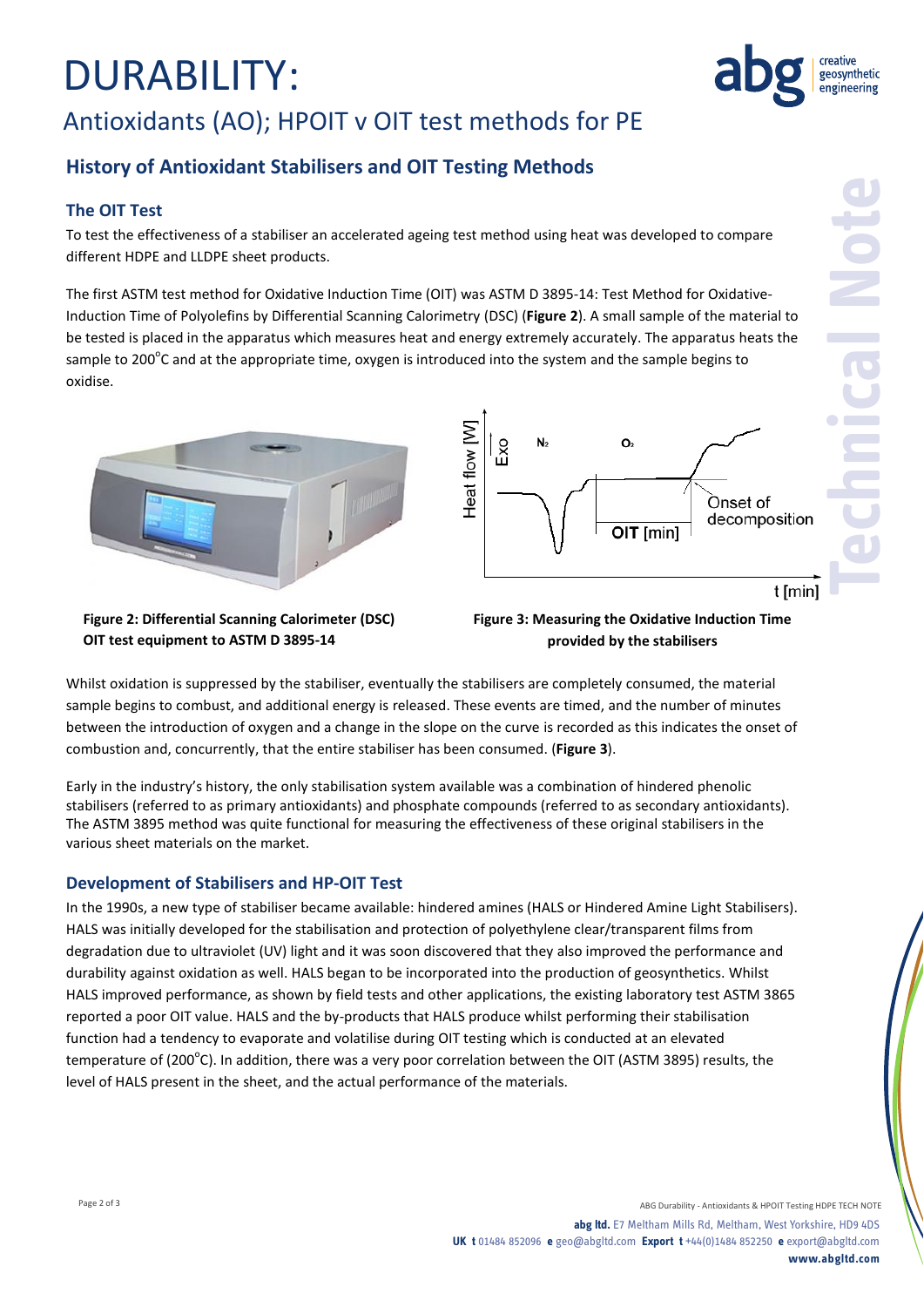# DURABILITY:

## Antioxidants (AO); HPOIT v OIT test methods for PE

### History of Antioxidant Stabilisers and OIT Testing Methods

#### The OIT Test

To test the effectiveness of a stabiliser an accelerated ageing test method using heat was developed to compare different HDPE and LLDPE sheet products.

The first ASTM test method for Oxidative Induction Time (OIT) was ASTM D 3895-14: Test Method for Oxidative-Induction Time of Polyolefins by Differential Scanning Calorimetry (DSC) (**Figure 2**). A small sample of the material to be tested is placed in the apparatus which measures heat and energy extremely accurately. The apparatus heats the sample to 200°C and at the appropriate time, oxygen is introduced into the system and the sample begins to oxidise.

**Figure 2: Differential Scanning Calorimeter (DSC) OIT test equipment to ASTM D 3895-14**

**Figure 3: Measuring the Oxidative Induction Time provided by the stabilisers**

Whilst oxidation is suppressed by the stabiliser, eventually the stabilisers are completely consumed, the material sample begins to combust, and additional energy is released. These events are timed, and the number of minutes between the introduction of oxygen and a change in the slope on the curve is recorded as this indicates the onset of combustion and, concurrently, that the entire stabiliser has been consumed. (**Figure 3**).

Early in the industry's history, the only stabilisation system available was a combination of hindered phenolic stabilisers (referred to as primary antioxidants) and phosphate compounds (referred to as secondary antioxidants). The ASTM 3895 method was quite functional for measuring the effectiveness of these original stabilisers in the various sheet materials on the market.

#### Development of Stabilisers and HP-OIT Test

In the 1990s, a new type of stabiliser became available: hindered amines (HALS or Hindered Amine Light Stabilisers). HALS was initially developed for the stabilisation and protection of polyethylene clear/transparent films from degradation due to ultraviolet (UV) light and it was soon discovered that they also improved the performance and durability against oxidation as well. HALS began to be incorporated into the production of geosynthetics. Whilst HALS improved performance, as shown by field tests and other applications, the existing laboratory test ASTM 3865 reported a poor OIT value. HALS and the by-products that HALS produce whilst performing their stabilisation function had a tendency to evaporate and volatilise during OIT testing which is conducted at an elevated temperature of (200°C). In addition, there was a very poor correlation between the OIT (ASTM 3895) results, the level of HALS present in the sheet, and the actual performance of the materials.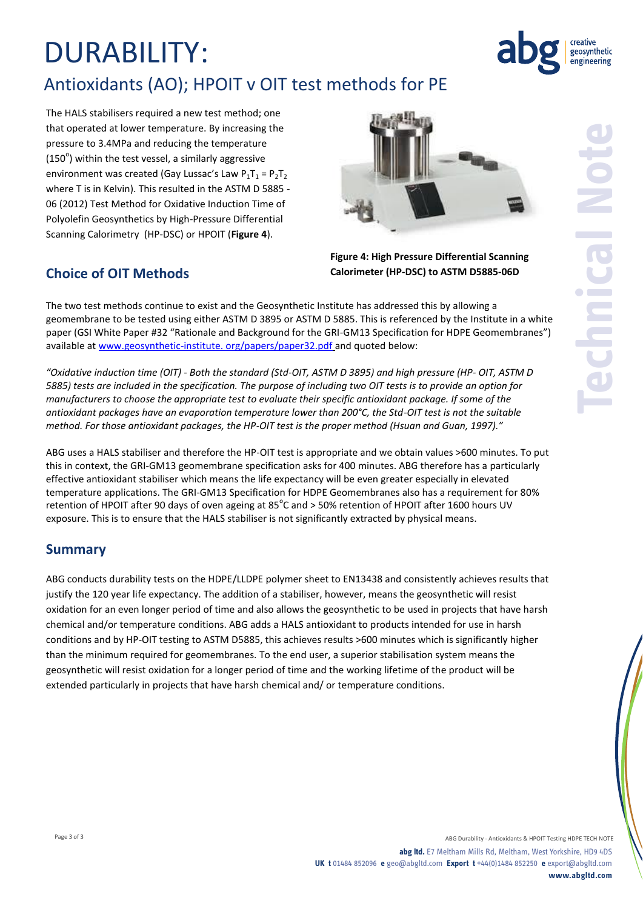# DURABILITY:

## Antioxidants (AO); HPOIT v OIT test methods for PE

The HALS stabilisers required a new test method; one that operated at lower temperature. By increasing the pressure to 3.4MPa and reducing the temperature (150°) within the test vessel, a similarly aggressive environment was created (Gay Lussac's Law $P_1T_1 = P_2T_2$ where T is in Kelvin). This resulted in the ASTM D 5885 - 06 (2012) Test Method for Oxidative Induction Time of Polyolefin Geosynthetics by High-Pressure Differential Scanning Calorimetry (HP-DSC) or HPOIT (**Figure 4**).

**Figure 4: High Pressure Differential Scanning Calorimeter (HP-DSC) to ASTM D5885-06D**

### Choice of OIT Methods

The two test methods continue to exist and the Geosynthetic Institute has addressed this by allowing a geomembrane to be tested using either ASTM D 3895 or ASTM D 5885. This is referenced by the Institute in a white paper (GSI White Paper #32 "Rationale and Background for the GRI-GM13 Specification for HDPE Geomembranes") available at www.geosynthetic-institute. org/papers/paper32.pdf and quoted below:

*"Oxidative induction time (OIT) - Both the standard (Std-OIT, ASTM D 3895) and high pressure (HP- OIT, ASTM D 5885) tests are included in the specification. The purpose of including two OIT tests is to provide an option for manufacturers to choose the appropriate test to evaluate their specific antioxidant package. If some of the antioxidant packages have an evaporation temperature lower than 200°C, the Std-OIT test is not the suitable method. For those antioxidant packages, the HP-OIT test is the proper method (Hsuan and Guan, 1997)."*

ABG uses a HALS stabiliser and therefore the HP-OIT test is appropriate and we obtain values >600 minutes. To put this in context, the GRI-GM13 geomembrane specification asks for 400 minutes. ABG therefore has a particularly effective antioxidant stabiliser which means the life expectancy will be even greater especially in elevated temperature applications. The GRI-GM13 Specification for HDPE Geomembranes also has a requirement for 80% retention of HPOIT after 90 days of oven ageing at 85°C and > 50% retention of HPOIT after 1600 hours UV exposure. This is to ensure that the HALS stabiliser is not significantly extracted by physical means.

### Summary

ABG conducts durability tests on the HDPE/LLDPE polymer sheet to EN13438 and consistently achieves results that justify the 120 year life expectancy. The addition of a stabiliser, however, means the geosynthetic will resist oxidation for an even longer period of time and also allows the geosynthetic to be used in projects that have harsh chemical and/or temperature conditions. ABG adds a HALS antioxidant to products intended for use in harsh conditions and by HP-OIT testing to ASTM D5885, this achieves results >600 minutes which is significantly higher than the minimum required for geomembranes. To the end user, a superior stabilisation system means the geosynthetic will resist oxidation for a longer period of time and the working lifetime of the product will be extended particularly in projects that have harsh chemical and/ or temperature conditions.